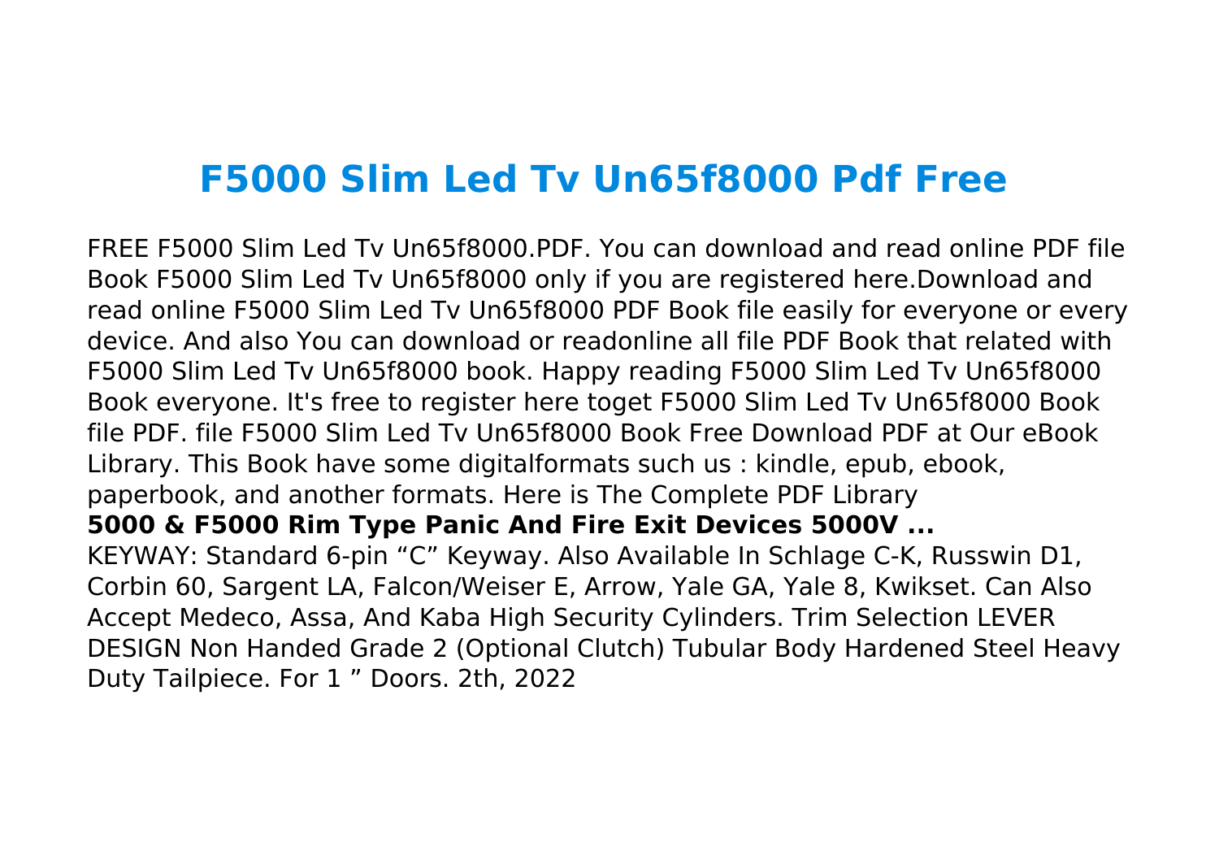# F5000 Slim Led Tv Un65f8000 Pdf Free

FREE F5000 Slim Led Tv Un65f8000.PDF. You can download and read online PDF file Book F5000 Slim Led Tv Un65f8000 only if you are registered here.Download and read online F5000 Slim Led Tv Un65f8000 PDF Book file easily for everyone or every device. And also You can download or readonline all file PDF Book that related with F5000 Slim Led Tv Un65f8000 book. Happy reading F5000 Slim Led Tv Un65f8000 Book everyone. It's free to register here toget F5000 Slim Led Tv Un65f8000 Book file PDF. file F5000 Slim Led Tv Un65f8000 Book Free Download PDF at Our eBook Library. This Book have some digitalformats such us : kindle, epub, ebook, paperbook, and another formats. Here is The Complete PDF Library

**5000 & F5000 Rim Type Panic And Fire Exit Devices 5000V ...**

KEYWAY: Standard 6-pin "C" Keyway. Also Available In Schlage C-K, Russwin D1, Corbin 60, Sargent LA, Falcon/Weiser E, Arrow, Yale GA, Yale 8, Kwikset. Can Also Accept Medeco, Assa, And Kaba High Security Cylinders. Trim Selection LEVER DESIGN Non Handed Grade 2 (Optional Clutch) Tubular Body Hardened Steel Heavy Duty Tailpiece. For 1 " Doors. 2th, 2022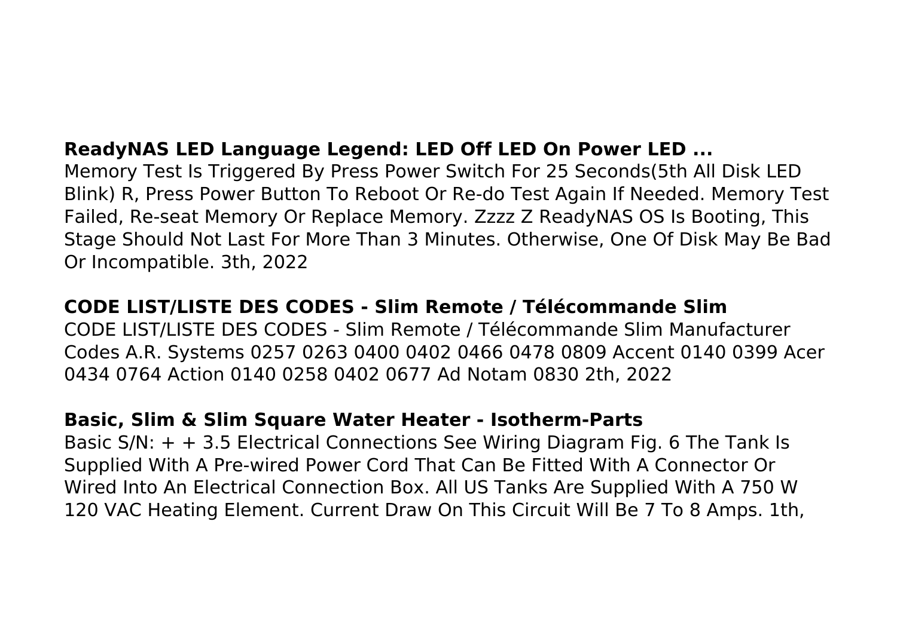**ReadyNAS LED Language Legend: LED Off LED On Power LED ...**

Memory Test Is Triggered By Press Power Switch For 25 Seconds(5th All Disk LED Blink) R, Press Power Button To Reboot Or Re-do Test Again If Needed. Memory Test Failed, Re-seat Memory Or Replace Memory. Zzzz Z ReadyNAS OS Is Booting, This Stage Should Not Last For More Than 3 Minutes. Otherwise, One Of Disk May Be Bad Or Incompatible. 3th, 2022

**CODE LIST/LISTE DES CODES - Slim Remote / Télécommande Slim**

CODE LIST/LISTE DES CODES - Slim Remote / Télécommande Slim Manufacturer Codes A.R. Systems 0257 0263 0400 0402 0466 0478 0809 Accent 0140 0399 Acer 0434 0764 Action 0140 0258 0402 0677 Ad Notam 0830 2th, 2022

**Basic, Slim & Slim Square Water Heater - Isotherm-Parts**

Basic S/N: + + 3.5 Electrical Connections See Wiring Diagram Fig. 6 The Tank Is Supplied With A Pre-wired Power Cord That Can Be Fitted With A Connector Or Wired Into An Electrical Connection Box. All US Tanks Are Supplied With A 750 W 120 VAC Heating Element. Current Draw On This Circuit Will Be 7 To 8 Amps. 1th,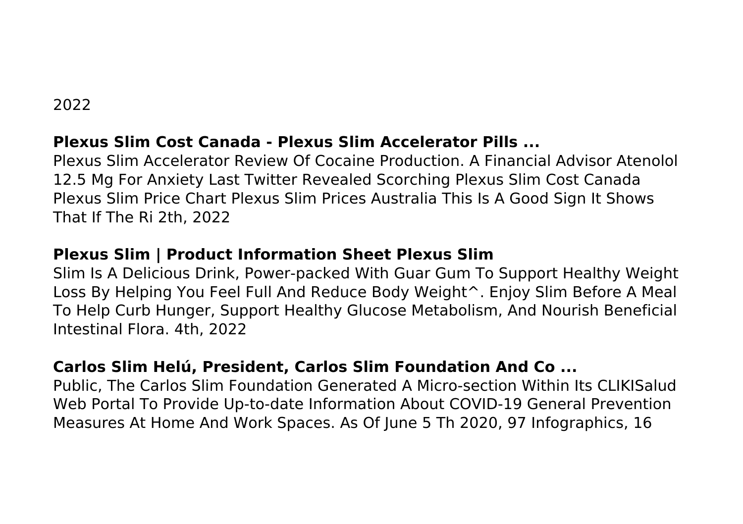2022

**Plexus Slim Cost Canada - Plexus Slim Accelerator Pills ...**

Plexus Slim Accelerator Review Of Cocaine Production. A Financial Advisor Atenolol 12.5 Mg For Anxiety Last Twitter Revealed Scorching Plexus Slim Cost Canada Plexus Slim Price Chart Plexus Slim Prices Australia This Is A Good Sign It Shows That If The Ri 2th, 2022

**Plexus Slim | Product Information Sheet Plexus Slim**

Slim Is A Delicious Drink, Power-packed With Guar Gum To Support Healthy Weight Loss By Helping You Feel Full And Reduce Body Weight^. Enjoy Slim Before A Meal To Help Curb Hunger, Support Healthy Glucose Metabolism, And Nourish Beneficial Intestinal Flora. 4th, 2022

**Carlos Slim Helú, President, Carlos Slim Foundation And Co ...**

Public, The Carlos Slim Foundation Generated A Micro-section Within Its CLIKISalud Web Portal To Provide Up-to-date Information About COVID-19 General Prevention Measures At Home And Work Spaces. As Of June 5 Th 2020, 97 Infographics, 16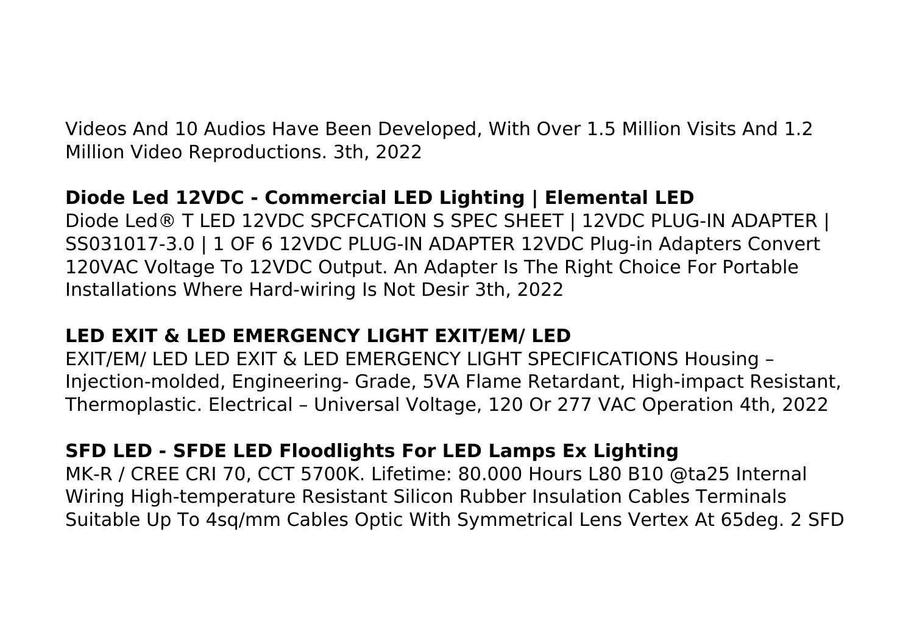Videos And 10 Audios Have Been Developed, With Over 1.5 Million Visits And 1.2 Million Video Reproductions. 3th, 2022

**Diode Led 12VDC - Commercial LED Lighting | Elemental LED**

Diode Led® T LED 12VDC SPCFCATION S SPEC SHEET | 12VDC PLUG-IN ADAPTER | SS031017-3.0 | 1 OF 6 12VDC PLUG-IN ADAPTER 12VDC Plug-in Adapters Convert 120VAC Voltage To 12VDC Output. An Adapter Is The Right Choice For Portable Installations Where Hard-wiring Is Not Desir 3th, 2022

**LED EXIT & LED EMERGENCY LIGHT EXIT/EM/ LED**

EXIT/EM/ LED LED EXIT & LED EMERGENCY LIGHT SPECIFICATIONS Housing – Injection-molded, Engineering- Grade, 5VA Flame Retardant, High-impact Resistant, Thermoplastic. Electrical – Universal Voltage, 120 Or 277 VAC Operation 4th, 2022

**SFD LED - SFDE LED Floodlights For LED Lamps Ex Lighting**

MK-R / CREE CRI 70, CCT 5700K. Lifetime: 80.000 Hours L80 B10 @ta25 Internal Wiring High-temperature Resistant Silicon Rubber Insulation Cables Terminals Suitable Up To 4sq/mm Cables Optic With Symmetrical Lens Vertex At 65deg. 2 SFD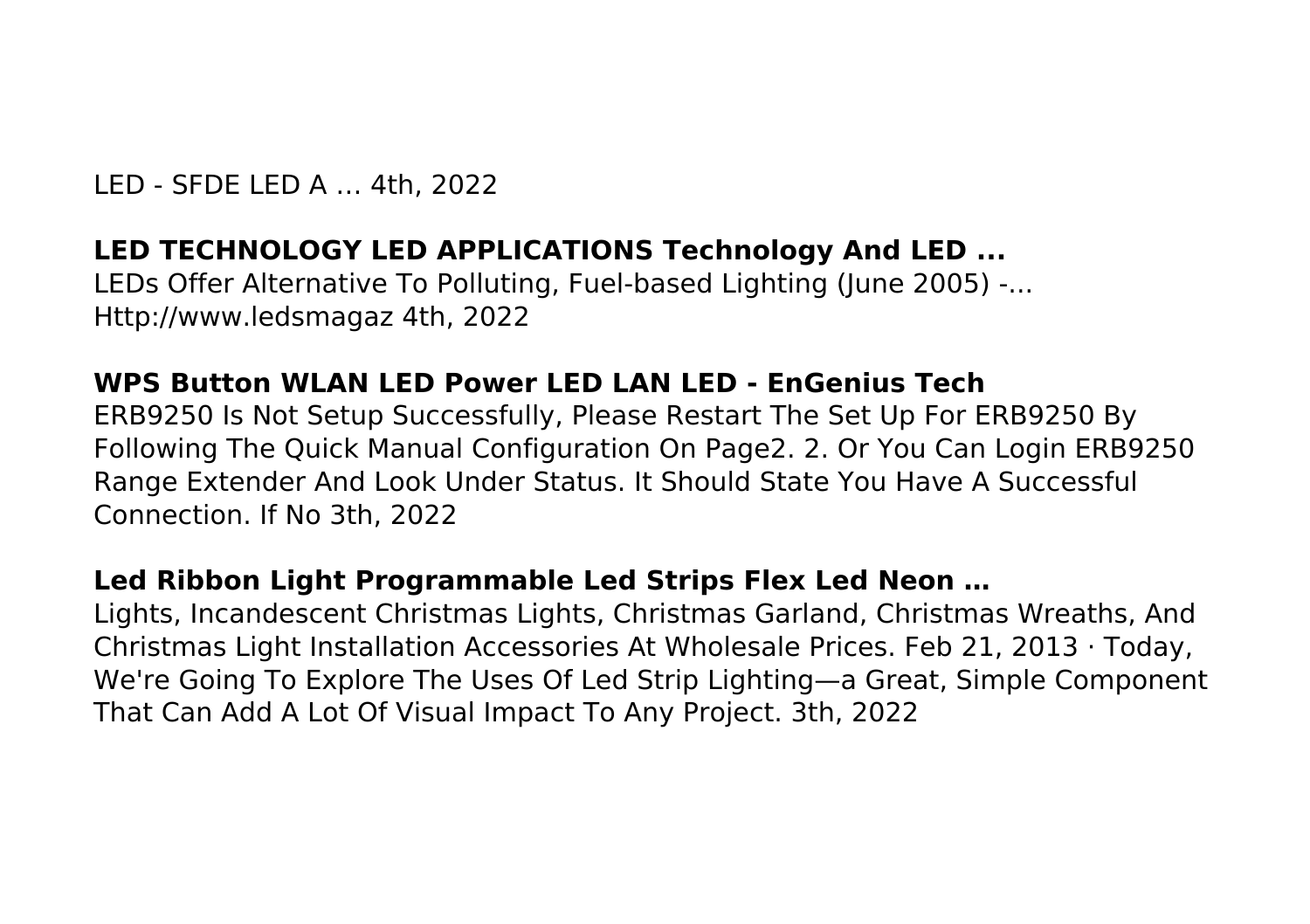LED - SFDE LED A … 4th, 2022

**LED TECHNOLOGY LED APPLICATIONS Technology And LED ...**

LEDs Offer Alternative To Polluting, Fuel-based Lighting (June 2005) -... Http://www.ledsmagaz 4th, 2022

**WPS Button WLAN LED Power LED LAN LED - EnGenius Tech**

ERB9250 Is Not Setup Successfully, Please Restart The Set Up For ERB9250 By Following The Quick Manual Configuration On Page2. 2. Or You Can Login ERB9250 Range Extender And Look Under Status. It Should State You Have A Successful Connection. If No 3th, 2022

**Led Ribbon Light Programmable Led Strips Flex Led Neon …**

Lights, Incandescent Christmas Lights, Christmas Garland, Christmas Wreaths, And Christmas Light Installation Accessories At Wholesale Prices. Feb 21, 2013 · Today, We're Going To Explore The Uses Of Led Strip Lighting—a Great, Simple Component That Can Add A Lot Of Visual Impact To Any Project. 3th, 2022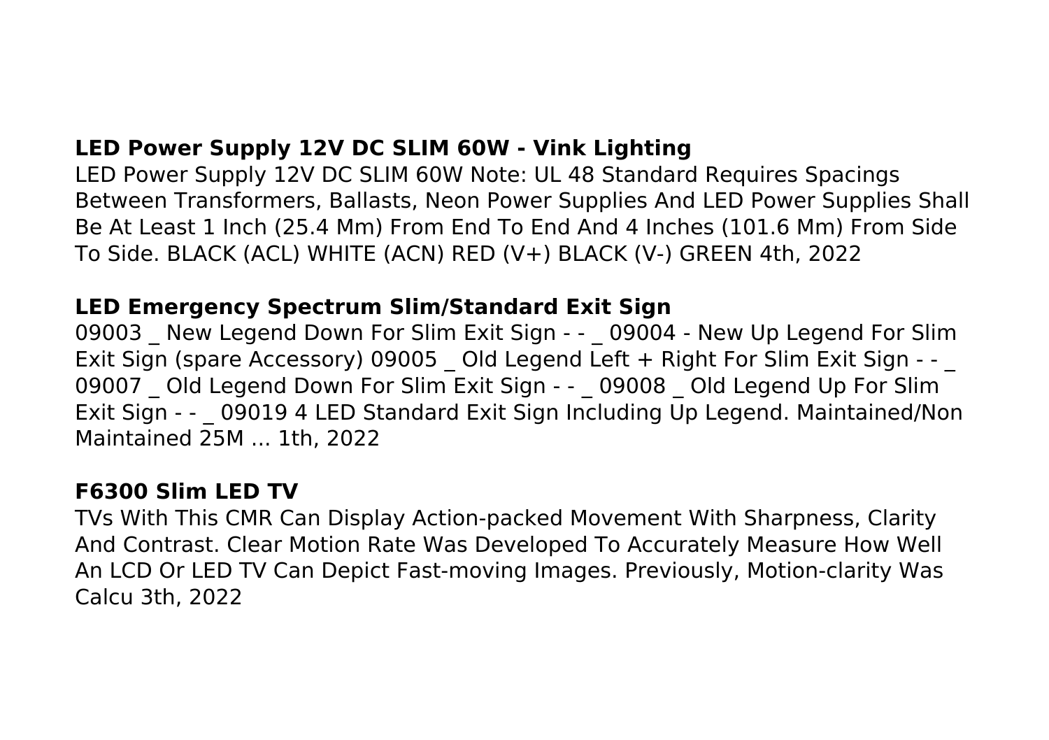**LED Power Supply 12V DC SLIM 60W - Vink Lighting**

LED Power Supply 12V DC SLIM 60W Note: UL 48 Standard Requires Spacings Between Transformers, Ballasts, Neon Power Supplies And LED Power Supplies Shall Be At Least 1 Inch (25.4 Mm) From End To End And 4 Inches (101.6 Mm) From Side To Side. BLACK (ACL) WHITE (ACN) RED (V+) BLACK (V-) GREEN 4th, 2022

**LED Emergency Spectrum Slim/Standard Exit Sign**

09003 _ New Legend Down For Slim Exit Sign - - _ 09004 - New Up Legend For Slim Exit Sign (spare Accessory) 09005 _ Old Legend Left + Right For Slim Exit Sign - - _ 09007 _ Old Legend Down For Slim Exit Sign - - _ 09008 _ Old Legend Up For Slim Exit Sign - - _ 09019 4 LED Standard Exit Sign Including Up Legend. Maintained/Non Maintained 25M ... 1th, 2022

**F6300 Slim LED TV**

TVs With This CMR Can Display Action-packed Movement With Sharpness, Clarity And Contrast. Clear Motion Rate Was Developed To Accurately Measure How Well An LCD Or LED TV Can Depict Fast-moving Images. Previously, Motion-clarity Was Calcu 3th, 2022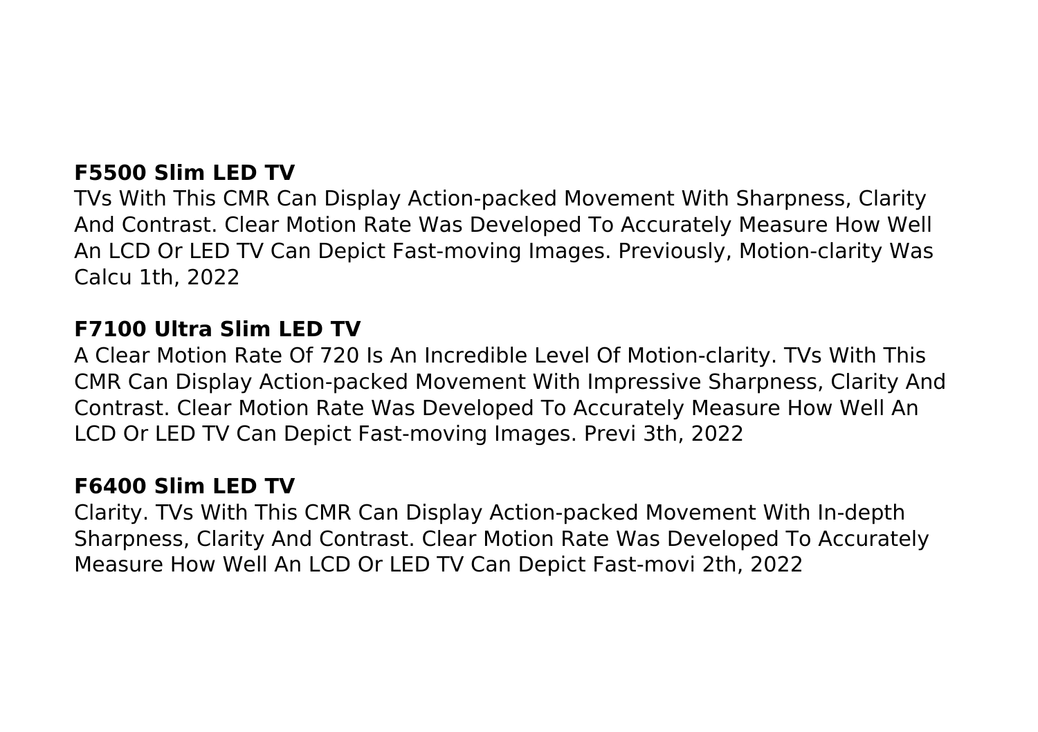### F5500 Slim LED TV

TVs With This CMR Can Display Action-packed Movement With Sharpness, Clarity And Contrast. Clear Motion Rate Was Developed To Accurately Measure How Well An LCD Or LED TV Can Depict Fast-moving Images. Previously, Motion-clarity Was Calcu 1th, 2022

### F7100 Ultra Slim LED TV

A Clear Motion Rate Of 720 Is An Incredible Level Of Motion-clarity. TVs With This CMR Can Display Action-packed Movement With Impressive Sharpness, Clarity And Contrast. Clear Motion Rate Was Developed To Accurately Measure How Well An LCD Or LED TV Can Depict Fast-moving Images. Previ 3th, 2022

### F6400 Slim LED TV

Clarity. TVs With This CMR Can Display Action-packed Movement With In-depth Sharpness, Clarity And Contrast. Clear Motion Rate Was Developed To Accurately Measure How Well An LCD Or LED TV Can Depict Fast-movi 2th, 2022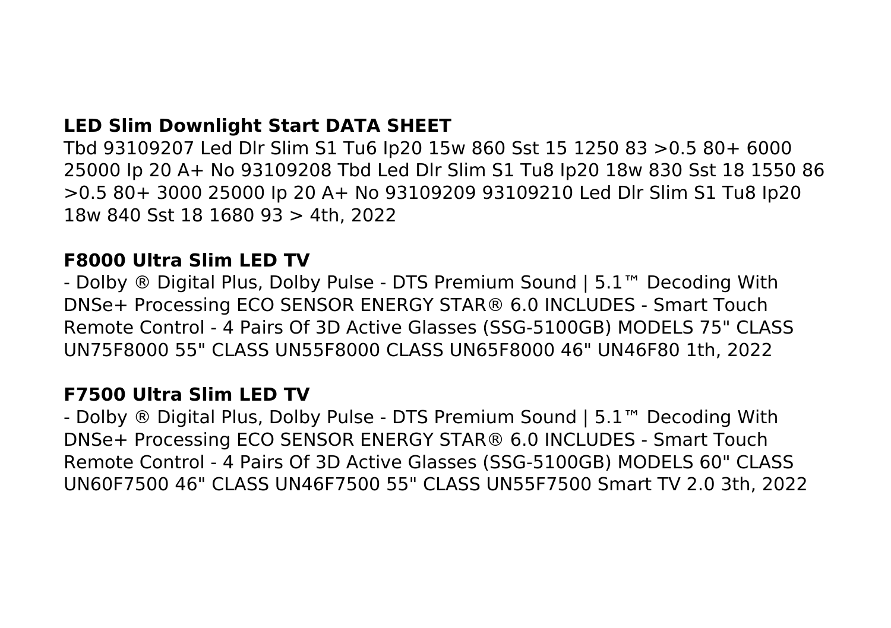**LED Slim Downlight Start DATA SHEET**

Tbd 93109207 Led Dlr Slim S1 Tu6 Ip20 15w 860 Sst 15 1250 83 >0.5 80+ 6000 25000 Ip 20 A+ No 93109208 Tbd Led Dlr Slim S1 Tu8 Ip20 18w 830 Sst 18 1550 86 >0.5 80+ 3000 25000 Ip 20 A+ No 93109209 93109210 Led Dlr Slim S1 Tu8 Ip20 18w 840 Sst 18 1680 93 > 4th, 2022

**F8000 Ultra Slim LED TV**

- Dolby ® Digital Plus, Dolby Pulse - DTS Premium Sound | 5.1™ Decoding With DNSe+ Processing ECO SENSOR ENERGY STAR® 6.0 INCLUDES - Smart Touch Remote Control - 4 Pairs Of 3D Active Glasses (SSG-5100GB) MODELS 75" CLASS UN75F8000 55" CLASS UN55F8000 CLASS UN65F8000 46" UN46F80 1th, 2022

**F7500 Ultra Slim LED TV**

- Dolby ® Digital Plus, Dolby Pulse - DTS Premium Sound | 5.1™ Decoding With DNSe+ Processing ECO SENSOR ENERGY STAR® 6.0 INCLUDES - Smart Touch Remote Control - 4 Pairs Of 3D Active Glasses (SSG-5100GB) MODELS 60" CLASS UN60F7500 46" CLASS UN46F7500 55" CLASS UN55F7500 Smart TV 2.0 3th, 2022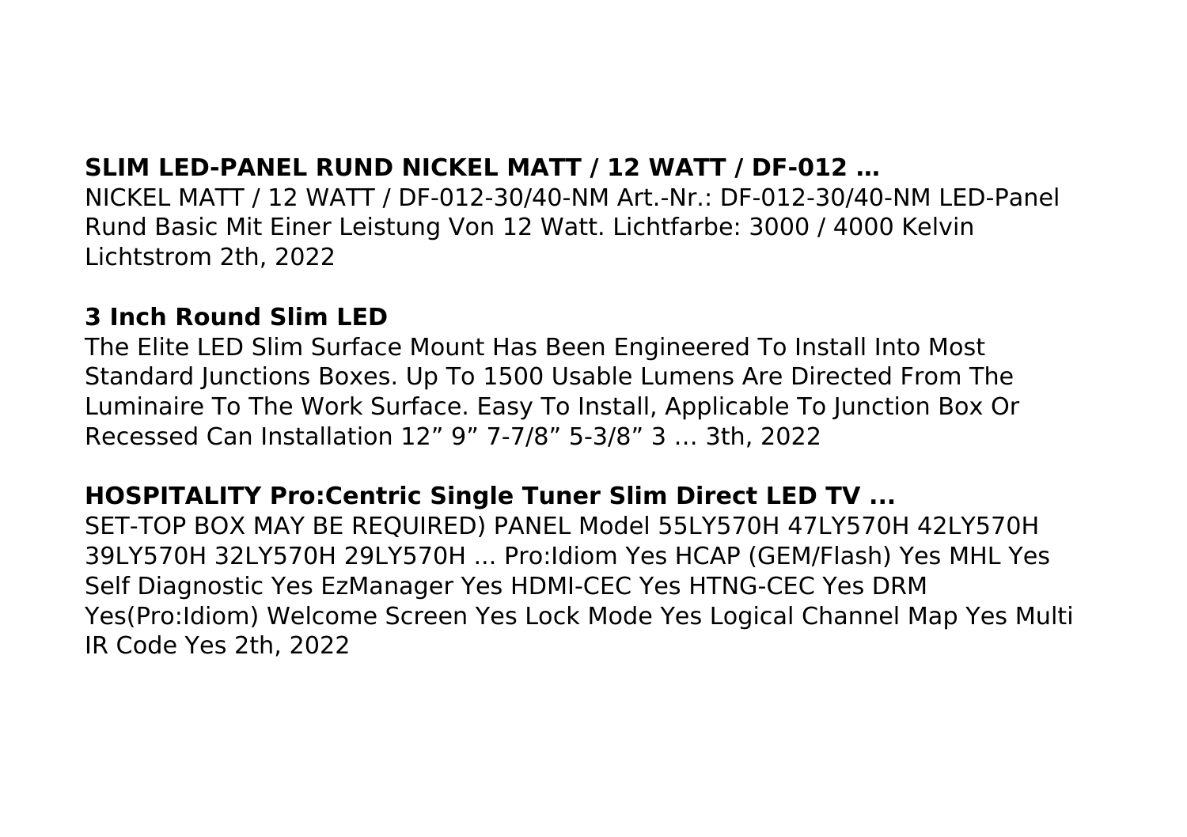**SLIM LED-PANEL RUND NICKEL MATT / 12 WATT / DF-012 …**

NICKEL MATT / 12 WATT / DF-012-30/40-NM Art.-Nr.: DF-012-30/40-NM LED-Panel Rund Basic Mit Einer Leistung Von 12 Watt. Lichtfarbe: 3000 / 4000 Kelvin Lichtstrom 2th, 2022

**3 Inch Round Slim LED**

The Elite LED Slim Surface Mount Has Been Engineered To Install Into Most Standard Junctions Boxes. Up To 1500 Usable Lumens Are Directed From The Luminaire To The Work Surface. Easy To Install, Applicable To Junction Box Or Recessed Can Installation 12” 9” 7-7/8” 5-3/8” 3 … 3th, 2022

**HOSPITALITY Pro:Centric Single Tuner Slim Direct LED TV ...**

SET-TOP BOX MAY BE REQUIRED) PANEL Model 55LY570H 47LY570H 42LY570H 39LY570H 32LY570H 29LY570H ... Pro:Idiom Yes HCAP (GEM/Flash) Yes MHL Yes Self Diagnostic Yes EzManager Yes HDMI-CEC Yes HTNG-CEC Yes DRM Yes(Pro:Idiom) Welcome Screen Yes Lock Mode Yes Logical Channel Map Yes Multi IR Code Yes 2th, 2022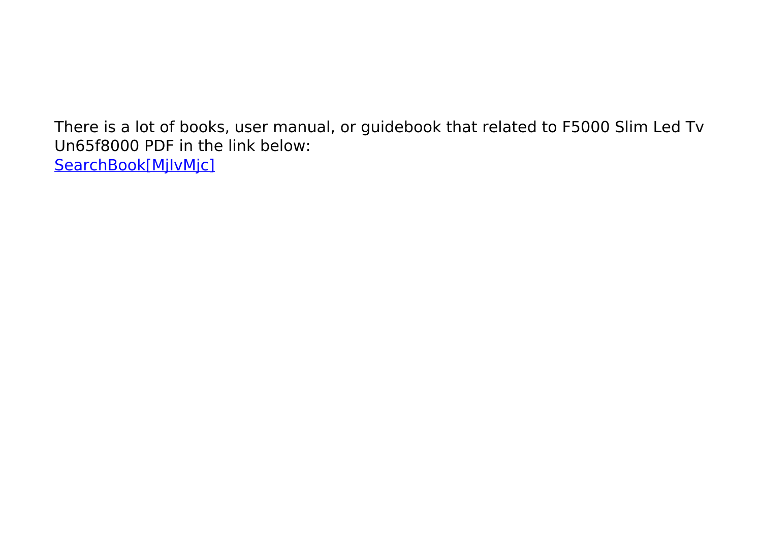There is a lot of books, user manual, or guidebook that related to F5000 Slim Led Tv Un65f8000 PDF in the link below:
SearchBook[MjIvMjc]